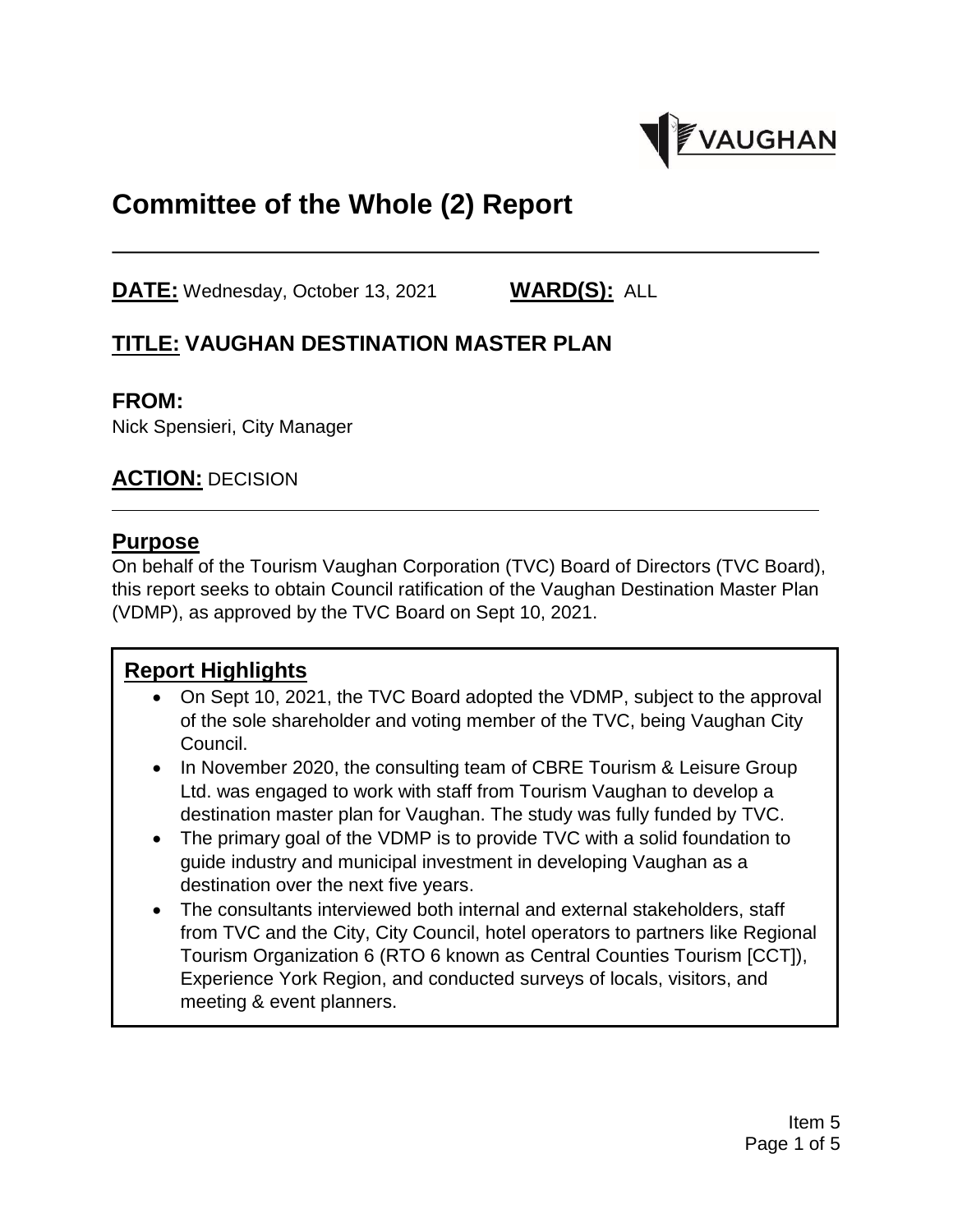# Committee of the Whole (2) Report

**DATE:** Wednesday, October 13, 2021 **WARD(S):** ALL

## TITLE: VAUGHAN DESTINATION MASTER PLAN

### FROM:

Nick Spensieri, City Manager

## ACTION: DECISION

## Purpose

On behalf of the Tourism Vaughan Corporation (TVC) Board of Directors (TVC Board), this report seeks to obtain Council ratification of the Vaughan Destination Master Plan (VDMP), as approved by the TVC Board on Sept 10, 2021.

## Report Highlights

- On Sept 10, 2021, the TVC Board adopted the VDMP, subject to the approval of the sole shareholder and voting member of the TVC, being Vaughan City Council.
- In November 2020, the consulting team of CBRE Tourism & Leisure Group Ltd. was engaged to work with staff from Tourism Vaughan to develop a destination master plan for Vaughan. The study was fully funded by TVC.
- The primary goal of the VDMP is to provide TVC with a solid foundation to guide industry and municipal investment in developing Vaughan as a destination over the next five years.
- The consultants interviewed both internal and external stakeholders, staff from TVC and the City, City Council, hotel operators to partners like Regional Tourism Organization 6 (RTO 6 known as Central Counties Tourism [CCT]), Experience York Region, and conducted surveys of locals, visitors, and meeting & event planners.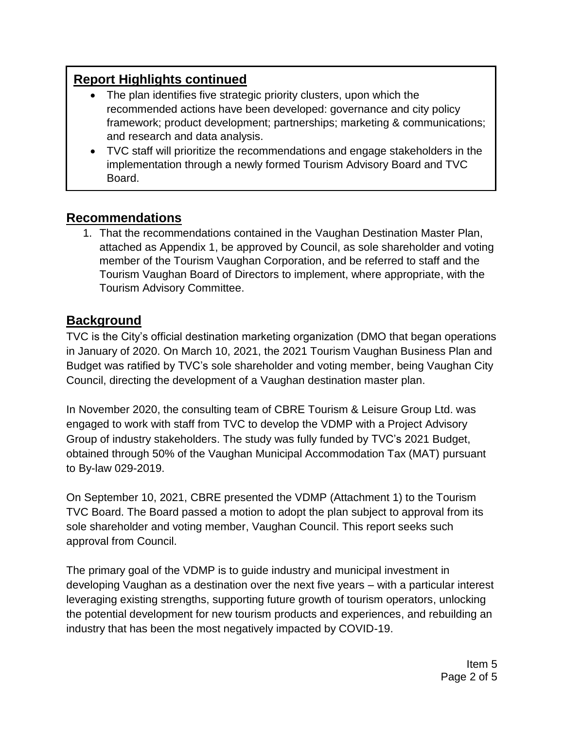## Report Highlights continued

- The plan identifies five strategic priority clusters, upon which the recommended actions have been developed: governance and city policy framework; product development; partnerships; marketing & communications; and research and data analysis.
- TVC staff will prioritize the recommendations and engage stakeholders in the implementation through a newly formed Tourism Advisory Board and TVC Board.

## Recommendations

1. That the recommendations contained in the Vaughan Destination Master Plan, attached as Appendix 1, be approved by Council, as sole shareholder and voting member of the Tourism Vaughan Corporation, and be referred to staff and the Tourism Vaughan Board of Directors to implement, where appropriate, with the Tourism Advisory Committee.

## Background

TVC is the City's official destination marketing organization (DMO that began operations in January of 2020. On March 10, 2021, the 2021 Tourism Vaughan Business Plan and Budget was ratified by TVC's sole shareholder and voting member, being Vaughan City Council, directing the development of a Vaughan destination master plan.

In November 2020, the consulting team of CBRE Tourism & Leisure Group Ltd. was engaged to work with staff from TVC to develop the VDMP with a Project Advisory Group of industry stakeholders. The study was fully funded by TVC's 2021 Budget, obtained through 50% of the Vaughan Municipal Accommodation Tax (MAT) pursuant to By-law 029-2019.

On September 10, 2021, CBRE presented the VDMP (Attachment 1) to the Tourism TVC Board. The Board passed a motion to adopt the plan subject to approval from its sole shareholder and voting member, Vaughan Council. This report seeks such approval from Council.

The primary goal of the VDMP is to guide industry and municipal investment in developing Vaughan as a destination over the next five years – with a particular interest leveraging existing strengths, supporting future growth of tourism operators, unlocking the potential development for new tourism products and experiences, and rebuilding an industry that has been the most negatively impacted by COVID-19.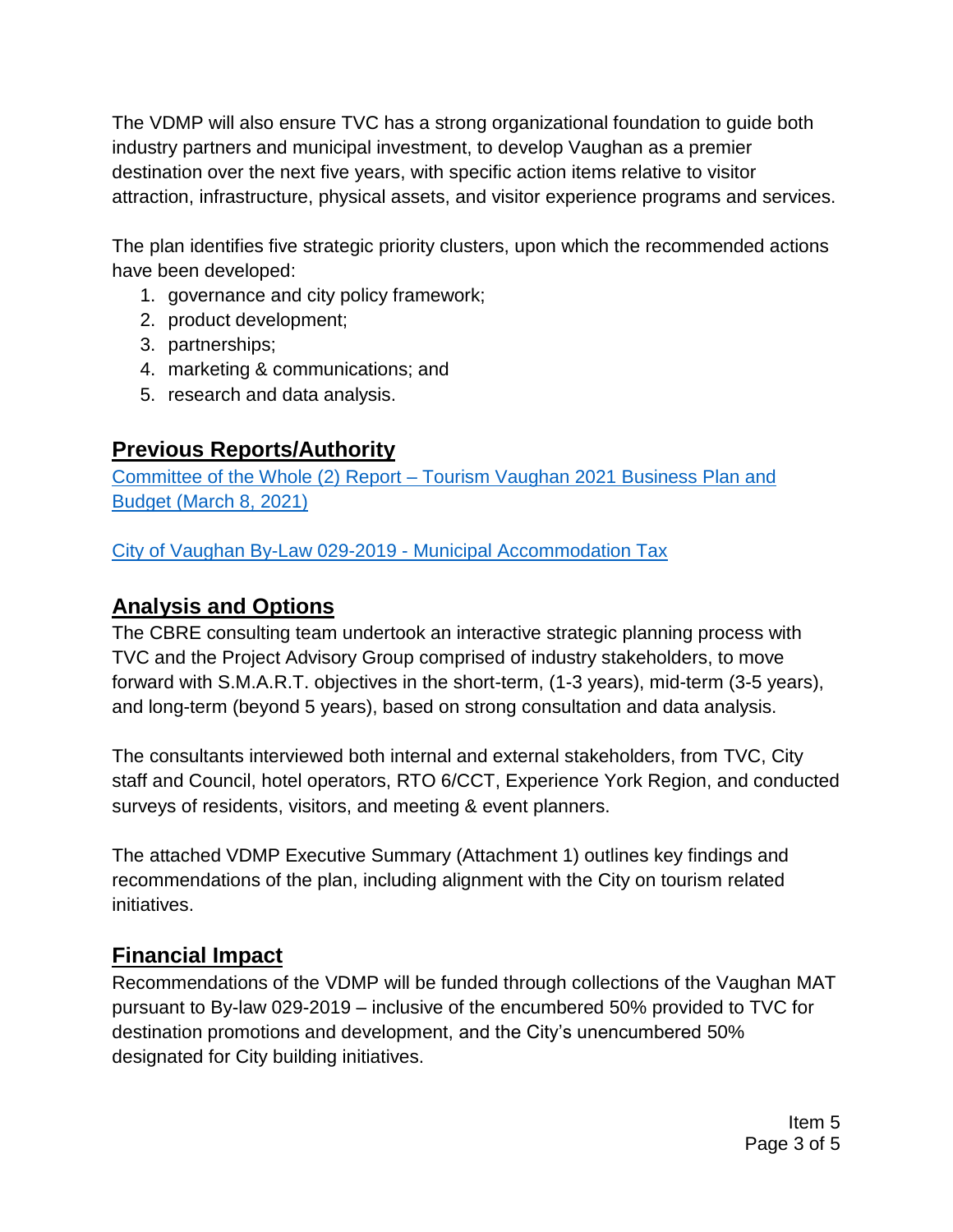The VDMP will also ensure TVC has a strong organizational foundation to guide both industry partners and municipal investment, to develop Vaughan as a premier destination over the next five years, with specific action items relative to visitor attraction, infrastructure, physical assets, and visitor experience programs and services.

The plan identifies five strategic priority clusters, upon which the recommended actions have been developed:

1. governance and city policy framework;
2. product development;
3. partnerships;
4. marketing & communications; and
5. research and data analysis.

## Previous Reports/Authority

[Committee of the Whole (2) Report – Tourism Vaughan 2021 Business Plan and Budget (March 8, 2021)]

[City of Vaughan By-Law 029-2019 - Municipal Accommodation Tax]

## Analysis and Options

The CBRE consulting team undertook an interactive strategic planning process with TVC and the Project Advisory Group comprised of industry stakeholders, to move forward with S.M.A.R.T. objectives in the short-term, (1-3 years), mid-term (3-5 years), and long-term (beyond 5 years), based on strong consultation and data analysis.

The consultants interviewed both internal and external stakeholders, from TVC, City staff and Council, hotel operators, RTO 6/CCT, Experience York Region, and conducted surveys of residents, visitors, and meeting & event planners.

The attached VDMP Executive Summary (Attachment 1) outlines key findings and recommendations of the plan, including alignment with the City on tourism related initiatives.

## Financial Impact

Recommendations of the VDMP will be funded through collections of the Vaughan MAT pursuant to By-law 029-2019 – inclusive of the encumbered 50% provided to TVC for destination promotions and development, and the City's unencumbered 50% designated for City building initiatives.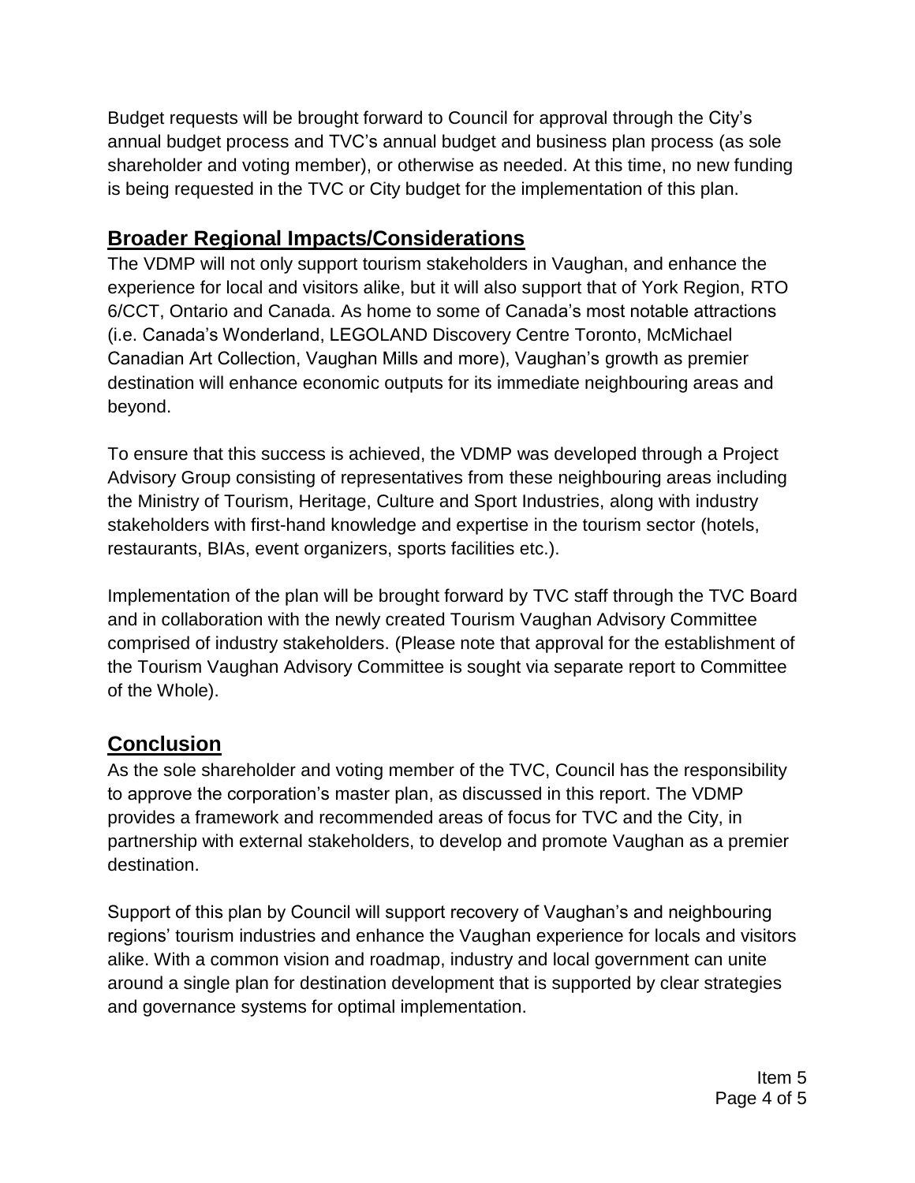Budget requests will be brought forward to Council for approval through the City's annual budget process and TVC's annual budget and business plan process (as sole shareholder and voting member), or otherwise as needed. At this time, no new funding is being requested in the TVC or City budget for the implementation of this plan.

## Broader Regional Impacts/Considerations

The VDMP will not only support tourism stakeholders in Vaughan, and enhance the experience for local and visitors alike, but it will also support that of York Region, RTO 6/CCT, Ontario and Canada. As home to some of Canada's most notable attractions (i.e. Canada's Wonderland, LEGOLAND Discovery Centre Toronto, McMichael Canadian Art Collection, Vaughan Mills and more), Vaughan's growth as premier destination will enhance economic outputs for its immediate neighbouring areas and beyond.

To ensure that this success is achieved, the VDMP was developed through a Project Advisory Group consisting of representatives from these neighbouring areas including the Ministry of Tourism, Heritage, Culture and Sport Industries, along with industry stakeholders with first-hand knowledge and expertise in the tourism sector (hotels, restaurants, BIAs, event organizers, sports facilities etc.).

Implementation of the plan will be brought forward by TVC staff through the TVC Board and in collaboration with the newly created Tourism Vaughan Advisory Committee comprised of industry stakeholders. (Please note that approval for the establishment of the Tourism Vaughan Advisory Committee is sought via separate report to Committee of the Whole).

## Conclusion

As the sole shareholder and voting member of the TVC, Council has the responsibility to approve the corporation's master plan, as discussed in this report. The VDMP provides a framework and recommended areas of focus for TVC and the City, in partnership with external stakeholders, to develop and promote Vaughan as a premier destination.

Support of this plan by Council will support recovery of Vaughan's and neighbouring regions' tourism industries and enhance the Vaughan experience for locals and visitors alike. With a common vision and roadmap, industry and local government can unite around a single plan for destination development that is supported by clear strategies and governance systems for optimal implementation.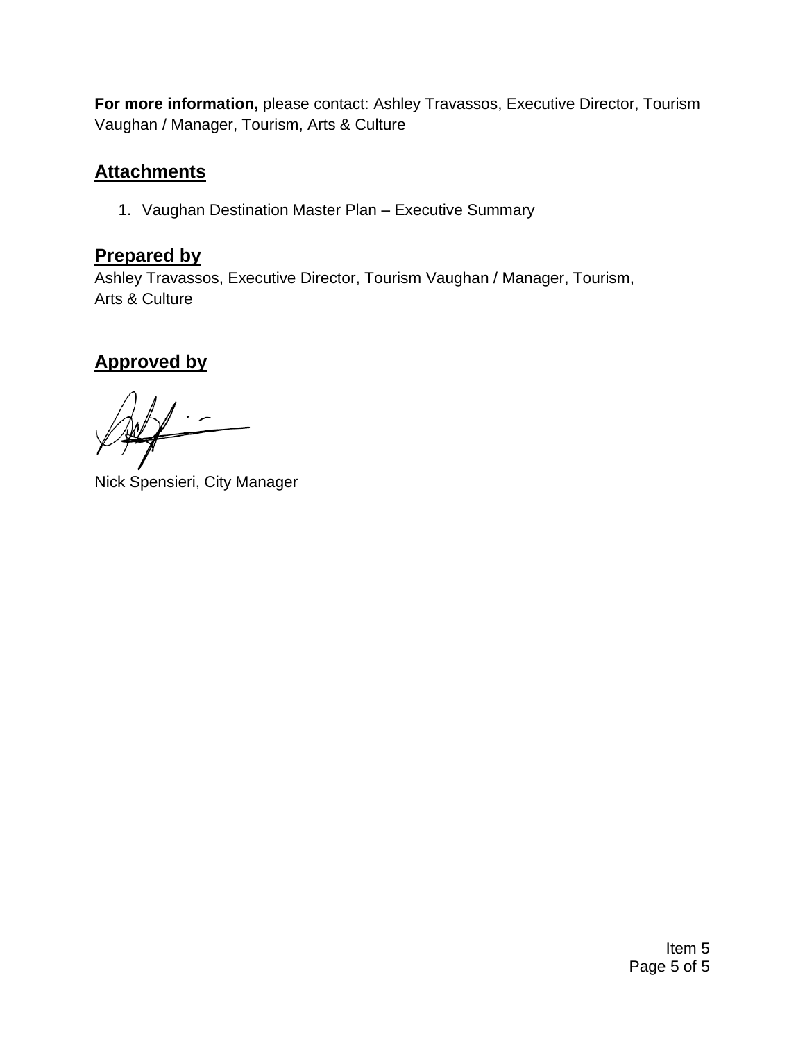**For more information,** please contact: Ashley Travassos, Executive Director, Tourism Vaughan / Manager, Tourism, Arts & Culture

## Attachments

1. Vaughan Destination Master Plan – Executive Summary

## Prepared by

Ashley Travassos, Executive Director, Tourism Vaughan / Manager, Tourism, Arts & Culture

## Approved by

Nick Spensieri, City Manager